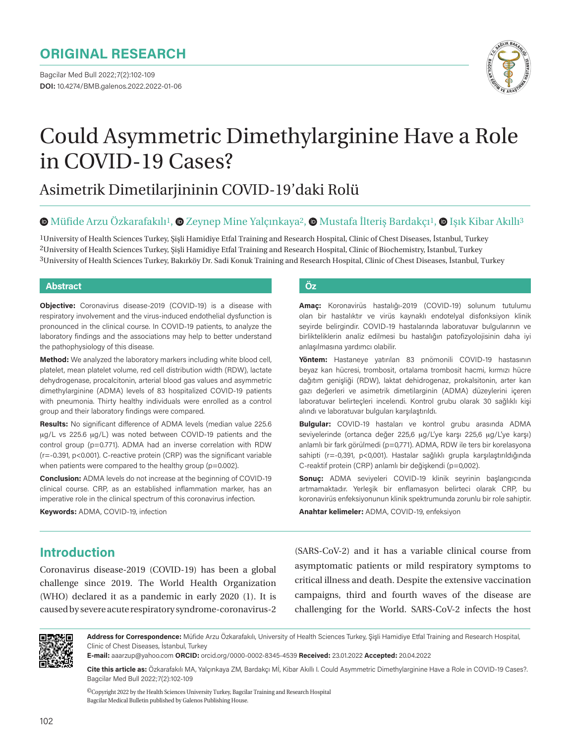# ORIGINAL RESEARCH

DOI: 10.4274/BMB.galenos.2022.2022-01-06

# Could Asymmetric Dimethylarginine Have a Role in COVID-19 Cases?

## Asimetrik Dimetilarjininin COVID-19'daki Rolü

Müfide Arzu Özkarafakılı[1], Zeynep Mine Yalçınkaya[2], Mustafa İlteriş Bardakçı[1], Işık Kibar Akıllı[3]

[1]University of Health Sciences Turkey, Şişli Hamidiye Etfal Training and Research Hospital, Clinic of Chest Diseases, İstanbul, Turkey
[2]University of Health Sciences Turkey, Şişli Hamidiye Etfal Training and Research Hospital, Clinic of Biochemistry, İstanbul, Turkey
[3]University of Health Sciences Turkey, Bakırköy Dr. Sadi Konuk Training and Research Hospital, Clinic of Chest Diseases, İstanbul, Turkey

### Abstract

**Objective:** Coronavirus disease-2019 (COVID-19) is a disease with respiratory involvement and the virus-induced endothelial dysfunction is pronounced in the clinical course. In COVID-19 patients, to analyze the laboratory findings and the associations may help to better understand the pathophysiology of this disease.

**Method:** We analyzed the laboratory markers including white blood cell, platelet, mean platelet volume, red cell distribution width (RDW), lactate dehydrogenase, procalcitonin, arterial blood gas values and asymmetric dimethylarginine (ADMA) levels of 83 hospitalized COVID-19 patients with pneumonia. Thirty healthy individuals were enrolled as a control group and their laboratory findings were compared.

**Results:** No significant difference of ADMA levels (median value 225.6 μg/L vs 225.6 μg/L) was noted between COVID-19 patients and the control group (p=0.771). ADMA had an inverse correlation with RDW (r=-0.391, p<0.001). C-reactive protein (CRP) was the significant variable when patients were compared to the healthy group (p=0.002).

**Conclusion:** ADMA levels do not increase at the beginning of COVID-19 clinical course. CRP, as an established inflammation marker, has an imperative role in the clinical spectrum of this coronavirus infection.

**Keywords:** ADMA, COVID-19, infection

### Öz

**Amaç:** Koronavirüs hastalığı-2019 (COVID-19) solunum tutulumu olan bir hastalıktır ve virüs kaynaklı endotelyal disfonksiyon klinik seyirde belirgindir. COVID-19 hastalarında laboratuvar bulgularının ve birlikteliklerin analiz edilmesi bu hastalığın patofizyolojisinin daha iyi anlaşılmasına yardımcı olabilir.

**Yöntem:** Hastaneye yatırılan 83 pnömonili COVID-19 hastasının beyaz kan hücresi, trombosit, ortalama trombosit hacmi, kırmızı hücre dağıtım genişliği (RDW), laktat dehidrogenaz, prokalsitonin, arter kan gazı değerleri ve asimetrik dimetilarginin (ADMA) düzeylerini içeren laboratuvar belirteçleri incelendi. Kontrol grubu olarak 30 sağlıklı kişi alındı ve laboratuvar bulguları karşılaştırıldı.

**Bulgular:** COVID-19 hastaları ve kontrol grubu arasında ADMA seviyelerinde (ortanca değer 225,6 μg/L'ye karşı 225,6 μg/L'ye karşı) anlamlı bir fark görülmedi (p=0,771). ADMA, RDW ile ters bir korelasyona sahipti (r=-0,391, p<0,001). Hastalar sağlıklı grupla karşılaştırıldığında C-reaktif protein (CRP) anlamlı bir değişkendi (p=0,002).

**Sonuç:** ADMA seviyeleri COVID-19 klinik seyrinin başlangıcında artmamaktadır. Yerleşik bir enflamasyon belirteci olarak CRP, bu koronavirüs enfeksiyonunun klinik spektrumunda zorunlu bir role sahiptir.

**Anahtar kelimeler:** ADMA, COVID-19, enfeksiyon

## Introduction

Coronavirus disease-2019 (COVID-19) has been a global challenge since 2019. The World Health Organization (WHO) declared it as a pandemic in early 2020 (1). It is caused by severe acute respiratory syndrome-coronavirus-2 (SARS-CoV-2) and it has a variable clinical course from asymptomatic patients or mild respiratory symptoms to critical illness and death. Despite the extensive vaccination campaigns, third and fourth waves of the disease are challenging for the World. SARS-CoV-2 infects the host

**Address for Correspondence:** Müfide Arzu Özkarafakılı, University of Health Sciences Turkey, Şişli Hamidiye Etfal Training and Research Hospital, Clinic of Chest Diseases, İstanbul, Turkey
**E-mail:** aaarzup@yahoo.com **ORCID:** orcid.org/0000-0002-8345-4539 **Received:** 23.01.2022 **Accepted:** 20.04.2022

**Cite this article as:** Özkarafakılı MA, Yalçınkaya ZM, Bardakçı Mİ, Kibar Akıllı I. Could Asymmetric Dimethylarginine Have a Role in COVID-19 Cases?. Bagcilar Med Bull 2022;7(2):102-109

©Copyright 2022 by the Health Sciences University Turkey, Bagcilar Training and Research Hospital
Bagcilar Medical Bulletin published by Galenos Publishing House.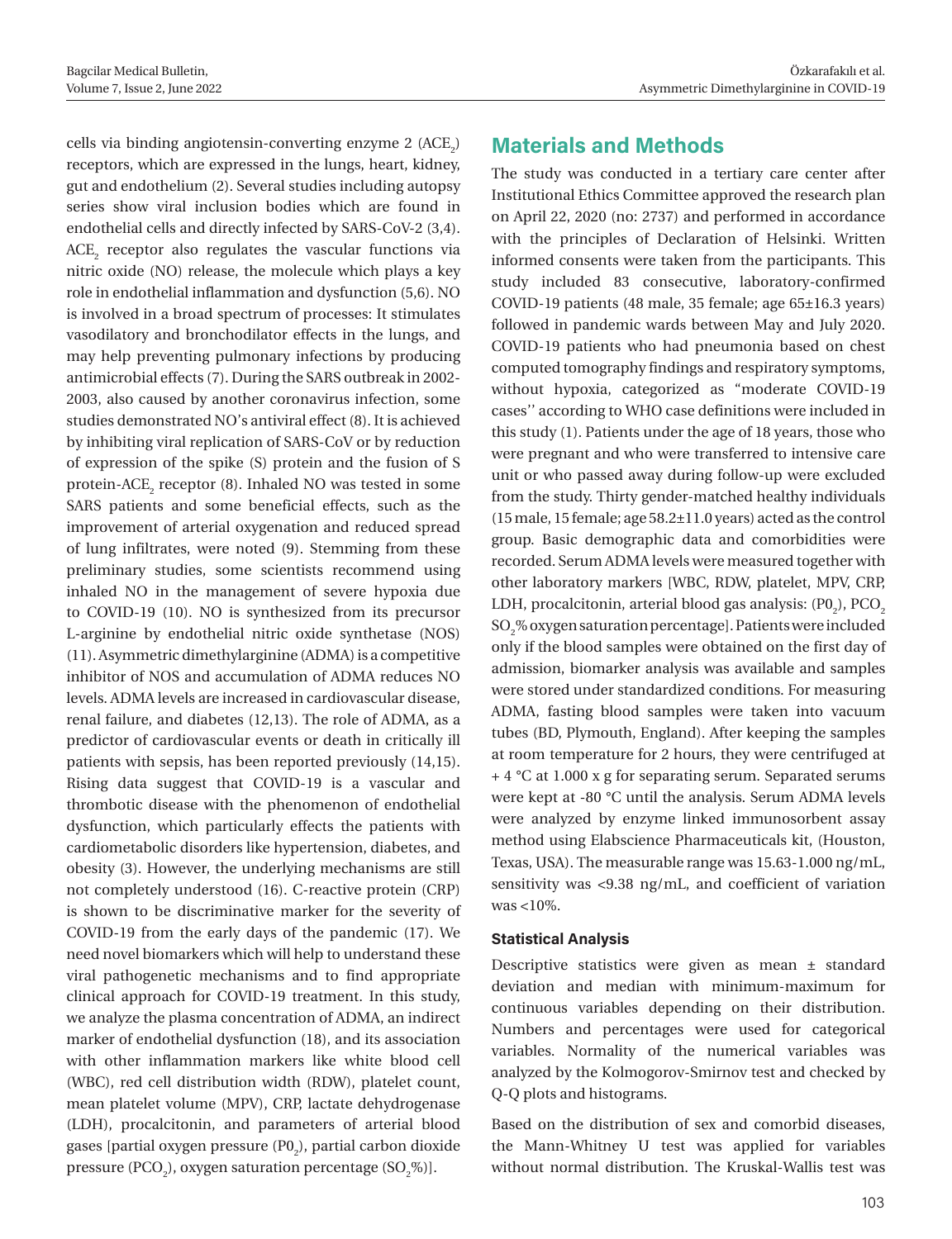cells via binding angiotensin-converting enzyme 2 ($ACE_2$) receptors, which are expressed in the lungs, heart, kidney, gut and endothelium (2). Several studies including autopsy series show viral inclusion bodies which are found in endothelial cells and directly infected by SARS-CoV-2 (3,4). $ACE_2$ receptor also regulates the vascular functions via nitric oxide (NO) release, the molecule which plays a key role in endothelial inflammation and dysfunction (5,6). NO is involved in a broad spectrum of processes: It stimulates vasodilatory and bronchodilator effects in the lungs, and may help preventing pulmonary infections by producing antimicrobial effects (7). During the SARS outbreak in 2002-2003, also caused by another coronavirus infection, some studies demonstrated NO's antiviral effect (8). It is achieved by inhibiting viral replication of SARS-CoV or by reduction of expression of the spike (S) protein and the fusion of S protein-$ACE_2$ receptor (8). Inhaled NO was tested in some SARS patients and some beneficial effects, such as the improvement of arterial oxygenation and reduced spread of lung infiltrates, were noted (9). Stemming from these preliminary studies, some scientists recommend using inhaled NO in the management of severe hypoxia due to COVID-19 (10). NO is synthesized from its precursor L-arginine by endothelial nitric oxide synthetase (NOS) (11). Asymmetric dimethylarginine (ADMA) is a competitive inhibitor of NOS and accumulation of ADMA reduces NO levels. ADMA levels are increased in cardiovascular disease, renal failure, and diabetes (12,13). The role of ADMA, as a predictor of cardiovascular events or death in critically ill patients with sepsis, has been reported previously (14,15). Rising data suggest that COVID-19 is a vascular and thrombotic disease with the phenomenon of endothelial dysfunction, which particularly effects the patients with cardiometabolic disorders like hypertension, diabetes, and obesity (3). However, the underlying mechanisms are still not completely understood (16). C-reactive protein (CRP) is shown to be discriminative marker for the severity of COVID-19 from the early days of the pandemic (17). We need novel biomarkers which will help to understand these viral pathogenetic mechanisms and to find appropriate clinical approach for COVID-19 treatment. In this study, we analyze the plasma concentration of ADMA, an indirect marker of endothelial dysfunction (18), and its association with other inflammation markers like white blood cell (WBC), red cell distribution width (RDW), platelet count, mean platelet volume (MPV), CRP, lactate dehydrogenase (LDH), procalcitonin, and parameters of arterial blood gases [partial oxygen pressure ($P0_2$), partial carbon dioxide pressure ($PCO_2$), oxygen saturation percentage ($SO_2$%)].

## Materials and Methods

The study was conducted in a tertiary care center after Institutional Ethics Committee approved the research plan on April 22, 2020 (no: 2737) and performed in accordance with the principles of Declaration of Helsinki. Written informed consents were taken from the participants. This study included 83 consecutive, laboratory-confirmed COVID-19 patients (48 male, 35 female; age 65±16.3 years) followed in pandemic wards between May and July 2020. COVID-19 patients who had pneumonia based on chest computed tomography findings and respiratory symptoms, without hypoxia, categorized as "moderate COVID-19 cases'' according to WHO case definitions were included in this study (1). Patients under the age of 18 years, those who were pregnant and who were transferred to intensive care unit or who passed away during follow-up were excluded from the study. Thirty gender-matched healthy individuals (15 male, 15 female; age 58.2±11.0 years) acted as the control group. Basic demographic data and comorbidities were recorded. Serum ADMA levels were measured together with other laboratory markers [WBC, RDW, platelet, MPV, CRP, LDH, procalcitonin, arterial blood gas analysis: ($P0_2$), $PCO_2$ $SO_2$% oxygen saturation percentage]. Patients were included only if the blood samples were obtained on the first day of admission, biomarker analysis was available and samples were stored under standardized conditions. For measuring ADMA, fasting blood samples were taken into vacuum tubes (BD, Plymouth, England). After keeping the samples at room temperature for 2 hours, they were centrifuged at + 4 °C at 1.000 x g for separating serum. Separated serums were kept at -80 °C until the analysis. Serum ADMA levels were analyzed by enzyme linked immunosorbent assay method using Elabscience Pharmaceuticals kit, (Houston, Texas, USA). The measurable range was 15.63-1.000 ng/mL, sensitivity was <9.38 ng/mL, and coefficient of variation was <10%.

### Statistical Analysis

Descriptive statistics were given as mean ± standard deviation and median with minimum-maximum for continuous variables depending on their distribution. Numbers and percentages were used for categorical variables. Normality of the numerical variables was analyzed by the Kolmogorov-Smirnov test and checked by Q-Q plots and histograms.

Based on the distribution of sex and comorbid diseases, the Mann-Whitney U test was applied for variables without normal distribution. The Kruskal-Wallis test was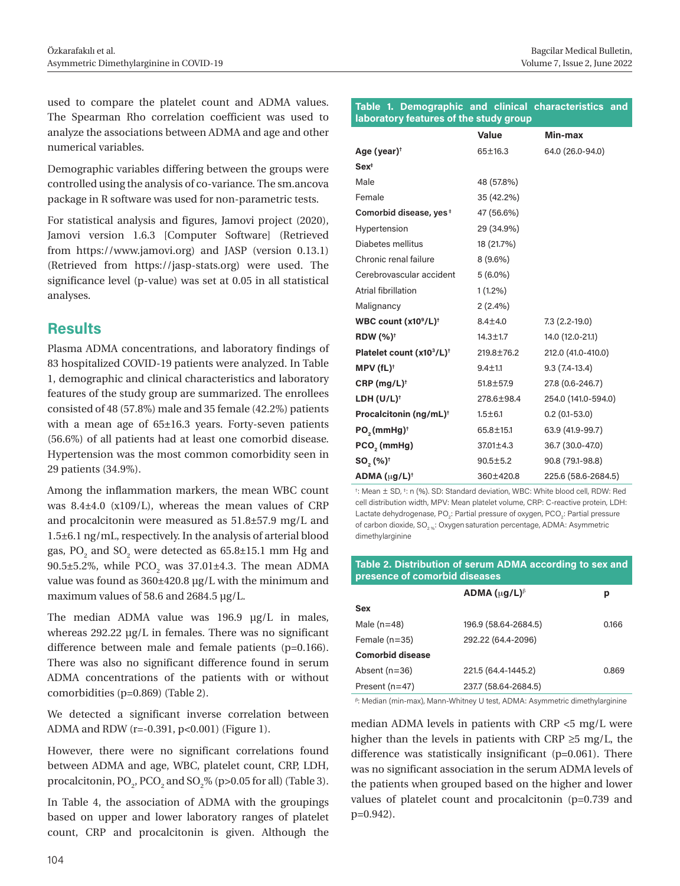used to compare the platelet count and ADMA values. The Spearman Rho correlation coefficient was used to analyze the associations between ADMA and age and other numerical variables.

Demographic variables differing between the groups were controlled using the analysis of co-variance. The sm.ancova package in R software was used for non-parametric tests.

For statistical analysis and figures, Jamovi project (2020), Jamovi version 1.6.3 [Computer Software] (Retrieved from https://www.jamovi.org) and JASP (version 0.13.1) (Retrieved from https://jasp-stats.org) were used. The significance level (p-value) was set at 0.05 in all statistical analyses.

## Results

Plasma ADMA concentrations, and laboratory findings of 83 hospitalized COVID-19 patients were analyzed. In Table 1, demographic and clinical characteristics and laboratory features of the study group are summarized. The enrollees consisted of 48 (57.8%) male and 35 female (42.2%) patients with a mean age of 65±16.3 years. Forty-seven patients (56.6%) of all patients had at least one comorbid disease. Hypertension was the most common comorbidity seen in 29 patients (34.9%).

Among the inflammation markers, the mean WBC count was 8.4±4.0 (x109/L), whereas the mean values of CRP and procalcitonin were measured as 51.8±57.9 mg/L and 1.5±6.1 ng/mL, respectively. In the analysis of arterial blood gas, $PO_2$ and $SO_2$ were detected as 65.8±15.1 mm Hg and 90.5±5.2%, while $PCO_2$ was 37.01±4.3. The mean ADMA value was found as 360±420.8 µg/L with the minimum and maximum values of 58.6 and 2684.5 µg/L.

The median ADMA value was 196.9 µg/L in males, whereas 292.22 µg/L in females. There was no significant difference between male and female patients (p=0.166). There was also no significant difference found in serum ADMA concentrations of the patients with or without comorbidities (p=0.869) (Table 2).

We detected a significant inverse correlation between ADMA and RDW (r=-0.391, p<0.001) (Figure 1).

However, there were no significant correlations found between ADMA and age, WBC, platelet count, CRP, LDH, procalcitonin, $PO_2$, $PCO_2$ and $SO_2$% (p>0.05 for all) (Table 3).

In Table 4, the association of ADMA with the groupings based on upper and lower laboratory ranges of platelet count, CRP and procalcitonin is given. Although the median ADMA levels in patients with CRP <5 mg/L were higher than the levels in patients with CRP ≥5 mg/L, the difference was statistically insignificant (p=0.061). There was no significant association in the serum ADMA levels of the patients when grouped based on the higher and lower values of platelet count and procalcitonin (p=0.739 and p=0.942).

**Table 1. Demographic and clinical characteristics and laboratory features of the study group**

| | Value | Min-max |
|---|---|---|
| **Age (year)**[†] | 65±16.3 | 64.0 (26.0-94.0) |
| **Sex**[‡] | | |
| Male | 48 (57.8%) | |
| Female | 35 (42.2%) | |
| **Comorbid disease, yes**[‡] | 47 (56.6%) | |
| Hypertension | 29 (34.9%) | |
| Diabetes mellitus | 18 (21.7%) | |
| Chronic renal failure | 8 (9.6%) | |
| Cerebrovascular accident | 5 (6.0%) | |
| Atrial fibrillation | 1 (1.2%) | |
| Malignancy | 2 (2.4%) | |
| **WBC count ($x10^9$/L)**[†] | 8.4±4.0 | 7.3 (2.2-19.0) |
| **RDW (%)**[†] | 14.3±1.7 | 14.0 (12.0-21.1) |
| **Platelet count ($x10^3$/L)**[†] | 219.8±76.2 | 212.0 (41.0-410.0) |
| **MPV (fL)**[†] | 9.4±1.1 | 9.3 (7.4-13.4) |
| **CRP (mg/L)**[†] | 51.8±57.9 | 27.8 (0.6-246.7) |
| **LDH (U/L)**[†] | 278.6±98.4 | 254.0 (141.0-594.0) |
| **Procalcitonin (ng/mL)**[†] | 1.5±6.1 | 0.2 (0.1-53.0) |
| **$PO_2$ (mmHg)**[†] | 65.8±15.1 | 63.9 (41.9-99.7) |
| **$PCO_2$ (mmHg)** | 37.01±4.3 | 36.7 (30.0-47.0) |
| **$SO_2$ (%)**[†] | 90.5±5.2 | 90.8 (79.1-98.8) |
| **ADMA (µg/L)**[†] | 360±420.8 | 225.6 (58.6-2684.5) |

[†]: Mean ± SD, [‡]: n (%). SD: Standard deviation, WBC: White blood cell, RDW: Red cell distribution width, MPV: Mean platelet volume, CRP: C-reactive protein, LDH: Lactate dehydrogenase, $PO_2$: Partial pressure of oxygen, $PCO_2$: Partial pressure of carbon dioxide, $SO_{2\%}$: Oxygen saturation percentage, ADMA: Asymmetric dimethylarginine

**Table 2. Distribution of serum ADMA according to sex and presence of comorbid diseases**

| | ADMA (µg/L)[β] | p |
|---|---|---|
| **Sex** | | |
| Male (n=48) | 196.9 (58.64-2684.5) | 0.166 |
| Female (n=35) | 292.22 (64.4-2096) | |
| **Comorbid disease** | | |
| Absent (n=36) | 221.5 (64.4-1445.2) | 0.869 |
| Present (n=47) | 237.7 (58.64-2684.5) | |

[β]: Median (min-max), Mann-Whitney U test, ADMA: Asymmetric dimethylarginine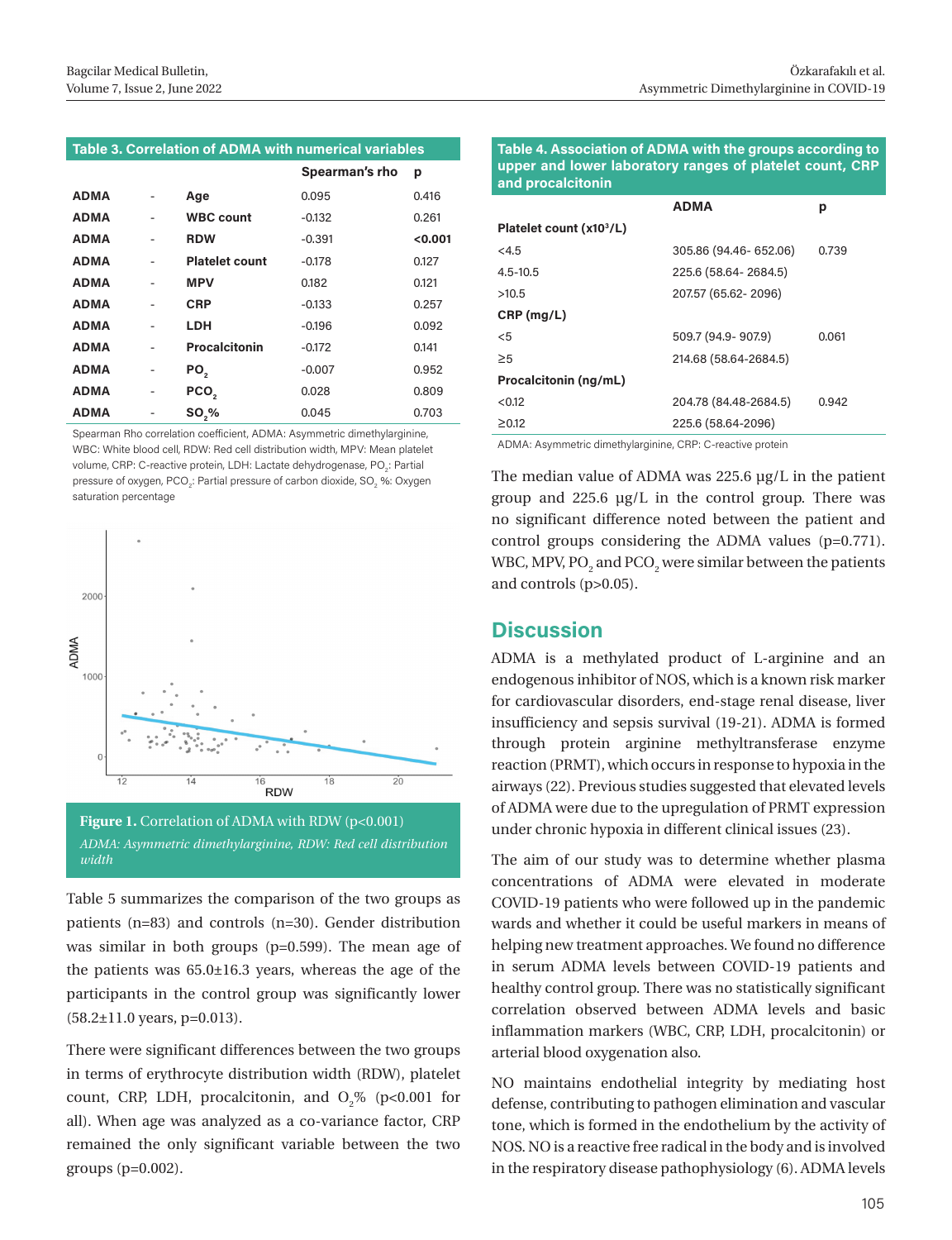**Table 3. Correlation of ADMA with numerical variables**

| | | | Spearman's rho | p |
|---|---|---|---|---|
| ADMA | - | Age | 0.095 | 0.416 |
| ADMA | - | WBC count | -0.132 | 0.261 |
| ADMA | - | RDW | -0.391 | **<0.001** |
| ADMA | - | Platelet count | -0.178 | 0.127 |
| ADMA | - | MPV | 0.182 | 0.121 |
| ADMA | - | CRP | -0.133 | 0.257 |
| ADMA | - | LDH | -0.196 | 0.092 |
| ADMA | - | Procalcitonin | -0.172 | 0.141 |
| ADMA | - | $PO_2$ | -0.007 | 0.952 |
| ADMA | - | $PCO_2$ | 0.028 | 0.809 |
| ADMA | - | $SO_2$% | 0.045 | 0.703 |

Spearman Rho correlation coefficient, ADMA: Asymmetric dimethylarginine, WBC: White blood cell, RDW: Red cell distribution width, MPV: Mean platelet volume, CRP: C-reactive protein, LDH: Lactate dehydrogenase, $PO_2$: Partial pressure of oxygen, $PCO_2$: Partial pressure of carbon dioxide, $SO_2$ %: Oxygen saturation percentage

**Figure 1.** Correlation of ADMA with RDW (p<0.001)

*ADMA: Asymmetric dimethylarginine, RDW: Red cell distribution width*

Table 5 summarizes the comparison of the two groups as patients (n=83) and controls (n=30). Gender distribution was similar in both groups (p=0.599). The mean age of the patients was 65.0±16.3 years, whereas the age of the participants in the control group was significantly lower (58.2±11.0 years, p=0.013).

There were significant differences between the two groups in terms of erythrocyte distribution width (RDW), platelet count, CRP, LDH, procalcitonin, and $O_2$% (p<0.001 for all). When age was analyzed as a co-variance factor, CRP remained the only significant variable between the two groups (p=0.002).

**Table 4. Association of ADMA with the groups according to upper and lower laboratory ranges of platelet count, CRP and procalcitonin**

| | ADMA | p |
|---|---|---|
| **Platelet count ($x10^3$/L)** | | |
| <4.5 | 305.86 (94.46- 652.06) | 0.739 |
| 4.5-10.5 | 225.6 (58.64- 2684.5) | |
| >10.5 | 207.57 (65.62- 2096) | |
| **CRP (mg/L)** | | |
| <5 | 509.7 (94.9- 907.9) | 0.061 |
| ≥5 | 214.68 (58.64-2684.5) | |
| **Procalcitonin (ng/mL)** | | |
| <0.12 | 204.78 (84.48-2684.5) | 0.942 |
| ≥0.12 | 225.6 (58.64-2096) | |

ADMA: Asymmetric dimethylarginine, CRP: C-reactive protein

The median value of ADMA was 225.6 µg/L in the patient group and 225.6 µg/L in the control group. There was no significant difference noted between the patient and control groups considering the ADMA values (p=0.771). WBC, MPV, $PO_2$ and $PCO_2$ were similar between the patients and controls (p>0.05).

## Discussion

ADMA is a methylated product of L-arginine and an endogenous inhibitor of NOS, which is a known risk marker for cardiovascular disorders, end-stage renal disease, liver insufficiency and sepsis survival (19-21). ADMA is formed through protein arginine methyltransferase enzyme reaction (PRMT), which occurs in response to hypoxia in the airways (22). Previous studies suggested that elevated levels of ADMA were due to the upregulation of PRMT expression under chronic hypoxia in different clinical issues (23).

The aim of our study was to determine whether plasma concentrations of ADMA were elevated in moderate COVID-19 patients who were followed up in the pandemic wards and whether it could be useful markers in means of helping new treatment approaches. We found no difference in serum ADMA levels between COVID-19 patients and healthy control group. There was no statistically significant correlation observed between ADMA levels and basic inflammation markers (WBC, CRP, LDH, procalcitonin) or arterial blood oxygenation also.

NO maintains endothelial integrity by mediating host defense, contributing to pathogen elimination and vascular tone, which is formed in the endothelium by the activity of NOS. NO is a reactive free radical in the body and is involved in the respiratory disease pathophysiology (6). ADMA levels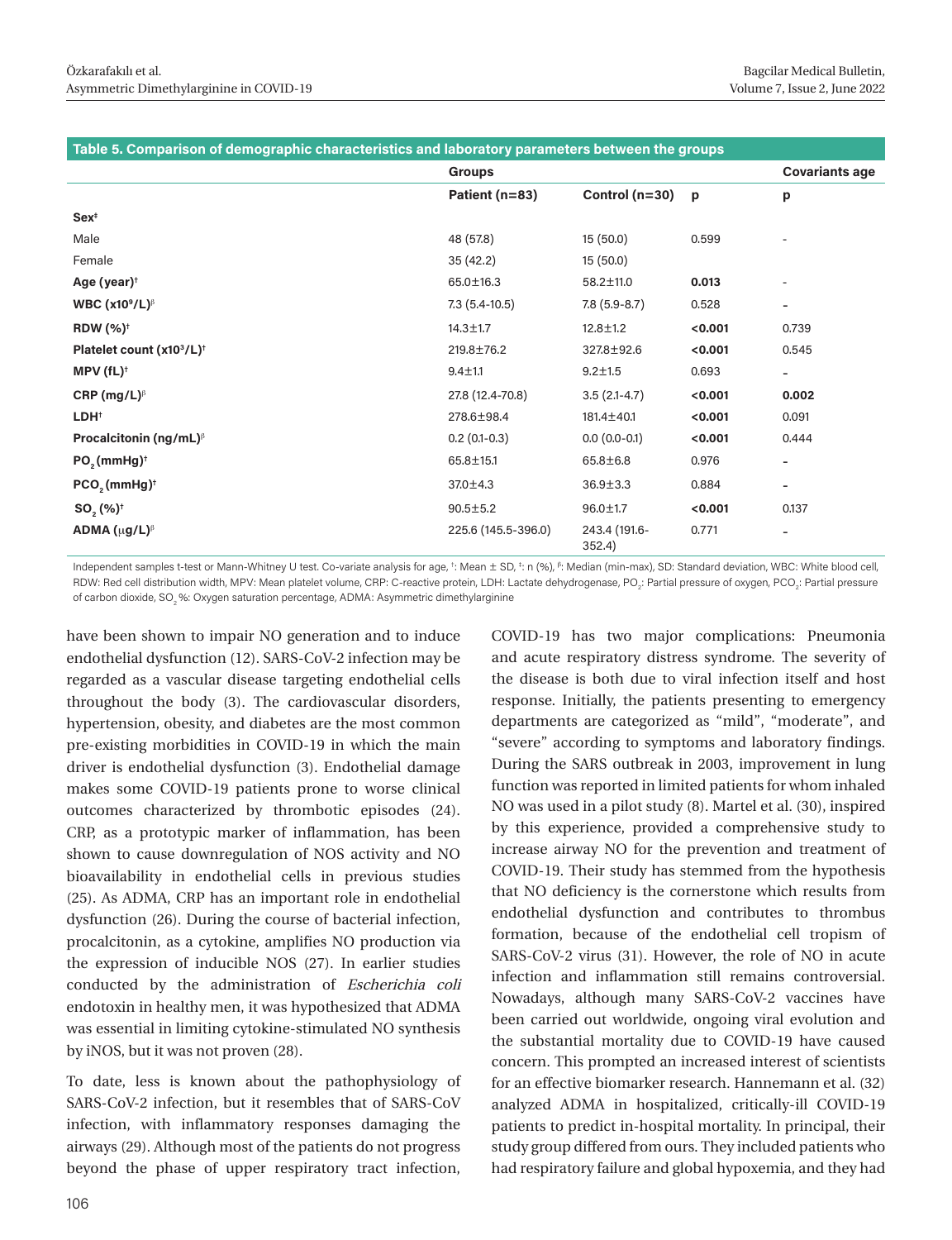**Table 5. Comparison of demographic characteristics and laboratory parameters between the groups**

| | Groups | | | Covariants age |
|---|---|---|---|---|
| | Patient (n=83) | Control (n=30) | p | p |
| **Sex**[‡] | | | | |
| Male | 48 (57.8) | 15 (50.0) | 0.599 | - |
| Female | 35 (42.2) | 15 (50.0) | | |
| **Age (year)**[†] | 65.0±16.3 | 58.2±11.0 | **0.013** | - |
| **WBC ($x10^9$/L)**[β] | 7.3 (5.4-10.5) | 7.8 (5.9-8.7) | 0.528 | - |
| **RDW (%)**[†] | 14.3±1.7 | 12.8±1.2 | **<0.001** | 0.739 |
| **Platelet count ($x10^3$/L)**[†] | 219.8±76.2 | 327.8±92.6 | **<0.001** | 0.545 |
| **MPV (fL)**[†] | 9.4±1.1 | 9.2±1.5 | 0.693 | - |
| **CRP (mg/L)**[β] | 27.8 (12.4-70.8) | 3.5 (2.1-4.7) | **<0.001** | **0.002** |
| **LDH**[†] | 278.6±98.4 | 181.4±40.1 | **<0.001** | 0.091 |
| **Procalcitonin (ng/mL)**[β] | 0.2 (0.1-0.3) | 0.0 (0.0-0.1) | **<0.001** | 0.444 |
| **$PO_2$ (mmHg)**[†] | 65.8±15.1 | 65.8±6.8 | 0.976 | - |
| **$PCO_2$ (mmHg)**[†] | 37.0±4.3 | 36.9±3.3 | 0.884 | - |
| **$SO_2$ (%)**[†] | 90.5±5.2 | 96.0±1.7 | **<0.001** | 0.137 |
| **ADMA (μg/L)**[β] | 225.6 (145.5-396.0) | 243.4 (191.6-352.4) | 0.771 | - |

Independent samples t-test or Mann-Whitney U test. Co-variate analysis for age, [†]: Mean ± SD, [‡]: n (%), [β]: Median (min-max), SD: Standard deviation, WBC: White blood cell, RDW: Red cell distribution width, MPV: Mean platelet volume, CRP: C-reactive protein, LDH: Lactate dehydrogenase, $PO_2$: Partial pressure of oxygen, $PCO_2$: Partial pressure of carbon dioxide, $SO_2$ %: Oxygen saturation percentage, ADMA: Asymmetric dimethylarginine

have been shown to impair NO generation and to induce endothelial dysfunction (12). SARS-CoV-2 infection may be regarded as a vascular disease targeting endothelial cells throughout the body (3). The cardiovascular disorders, hypertension, obesity, and diabetes are the most common pre-existing morbidities in COVID-19 in which the main driver is endothelial dysfunction (3). Endothelial damage makes some COVID-19 patients prone to worse clinical outcomes characterized by thrombotic episodes (24). CRP, as a prototypic marker of inflammation, has been shown to cause downregulation of NOS activity and NO bioavailability in endothelial cells in previous studies (25). As ADMA, CRP has an important role in endothelial dysfunction (26). During the course of bacterial infection, procalcitonin, as a cytokine, amplifies NO production via the expression of inducible NOS (27). In earlier studies conducted by the administration of *Escherichia coli* endotoxin in healthy men, it was hypothesized that ADMA was essential in limiting cytokine-stimulated NO synthesis by iNOS, but it was not proven (28).

To date, less is known about the pathophysiology of SARS-CoV-2 infection, but it resembles that of SARS-CoV infection, with inflammatory responses damaging the airways (29). Although most of the patients do not progress beyond the phase of upper respiratory tract infection, COVID-19 has two major complications: Pneumonia and acute respiratory distress syndrome. The severity of the disease is both due to viral infection itself and host response. Initially, the patients presenting to emergency departments are categorized as "mild", "moderate", and "severe" according to symptoms and laboratory findings. During the SARS outbreak in 2003, improvement in lung function was reported in limited patients for whom inhaled NO was used in a pilot study (8). Martel et al. (30), inspired by this experience, provided a comprehensive study to increase airway NO for the prevention and treatment of COVID-19. Their study has stemmed from the hypothesis that NO deficiency is the cornerstone which results from endothelial dysfunction and contributes to thrombus formation, because of the endothelial cell tropism of SARS-CoV-2 virus (31). However, the role of NO in acute infection and inflammation still remains controversial. Nowadays, although many SARS-CoV-2 vaccines have been carried out worldwide, ongoing viral evolution and the substantial mortality due to COVID-19 have caused concern. This prompted an increased interest of scientists for an effective biomarker research. Hannemann et al. (32) analyzed ADMA in hospitalized, critically-ill COVID-19 patients to predict in-hospital mortality. In principal, their study group differed from ours. They included patients who had respiratory failure and global hypoxemia, and they had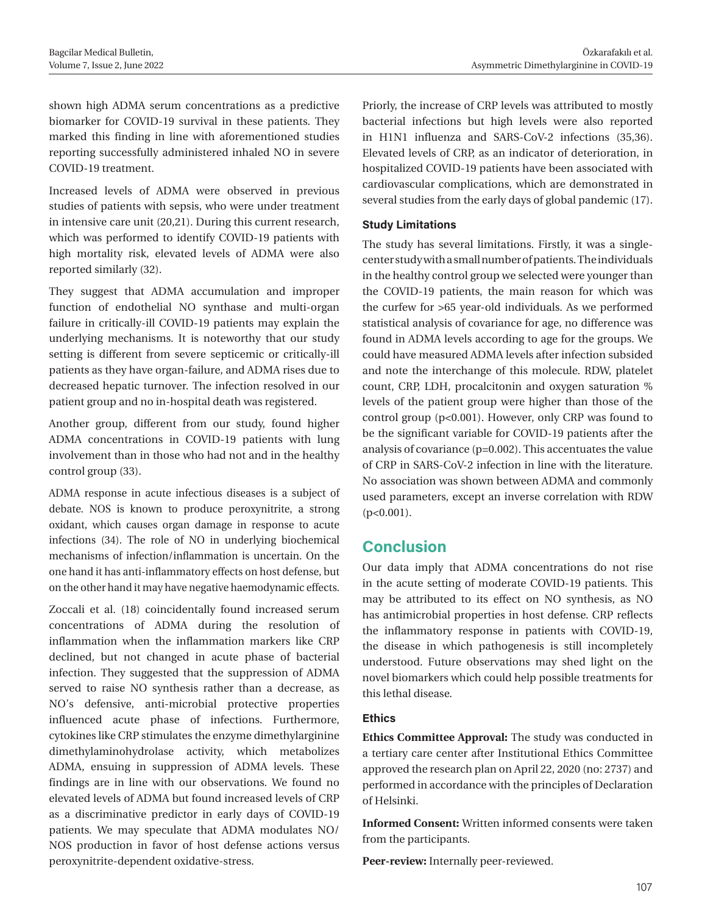shown high ADMA serum concentrations as a predictive biomarker for COVID-19 survival in these patients. They marked this finding in line with aforementioned studies reporting successfully administered inhaled NO in severe COVID-19 treatment.

Increased levels of ADMA were observed in previous studies of patients with sepsis, who were under treatment in intensive care unit (20,21). During this current research, which was performed to identify COVID-19 patients with high mortality risk, elevated levels of ADMA were also reported similarly (32).

They suggest that ADMA accumulation and improper function of endothelial NO synthase and multi-organ failure in critically-ill COVID-19 patients may explain the underlying mechanisms. It is noteworthy that our study setting is different from severe septicemic or critically-ill patients as they have organ-failure, and ADMA rises due to decreased hepatic turnover. The infection resolved in our patient group and no in-hospital death was registered.

Another group, different from our study, found higher ADMA concentrations in COVID-19 patients with lung involvement than in those who had not and in the healthy control group (33).

ADMA response in acute infectious diseases is a subject of debate. NOS is known to produce peroxynitrite, a strong oxidant, which causes organ damage in response to acute infections (34). The role of NO in underlying biochemical mechanisms of infection/inflammation is uncertain. On the one hand it has anti-inflammatory effects on host defense, but on the other hand it may have negative haemodynamic effects.

Zoccali et al. (18) coincidentally found increased serum concentrations of ADMA during the resolution of inflammation when the inflammation markers like CRP declined, but not changed in acute phase of bacterial infection. They suggested that the suppression of ADMA served to raise NO synthesis rather than a decrease, as NO's defensive, anti-microbial protective properties influenced acute phase of infections. Furthermore, cytokines like CRP stimulates the enzyme dimethylarginine dimethylaminohydrolase activity, which metabolizes ADMA, ensuing in suppression of ADMA levels. These findings are in line with our observations. We found no elevated levels of ADMA but found increased levels of CRP as a discriminative predictor in early days of COVID-19 patients. We may speculate that ADMA modulates NO/NOS production in favor of host defense actions versus peroxynitrite-dependent oxidative-stress.

Priorly, the increase of CRP levels was attributed to mostly bacterial infections but high levels were also reported in H1N1 influenza and SARS-CoV-2 infections (35,36). Elevated levels of CRP, as an indicator of deterioration, in hospitalized COVID-19 patients have been associated with cardiovascular complications, which are demonstrated in several studies from the early days of global pandemic (17).

### Study Limitations

The study has several limitations. Firstly, it was a single-center study with a small number of patients. The individuals in the healthy control group we selected were younger than the COVID-19 patients, the main reason for which was the curfew for >65 year-old individuals. As we performed statistical analysis of covariance for age, no difference was found in ADMA levels according to age for the groups. We could have measured ADMA levels after infection subsided and note the interchange of this molecule. RDW, platelet count, CRP, LDH, procalcitonin and oxygen saturation % levels of the patient group were higher than those of the control group ($p<0.001$). However, only CRP was found to be the significant variable for COVID-19 patients after the analysis of covariance ($p=0.002$). This accentuates the value of CRP in SARS-CoV-2 infection in line with the literature. No association was shown between ADMA and commonly used parameters, except an inverse correlation with RDW ($p<0.001$).

## Conclusion

Our data imply that ADMA concentrations do not rise in the acute setting of moderate COVID-19 patients. This may be attributed to its effect on NO synthesis, as NO has antimicrobial properties in host defense. CRP reflects the inflammatory response in patients with COVID-19, the disease in which pathogenesis is still incompletely understood. Future observations may shed light on the novel biomarkers which could help possible treatments for this lethal disease.

### Ethics

**Ethics Committee Approval:** The study was conducted in a tertiary care center after Institutional Ethics Committee approved the research plan on April 22, 2020 (no: 2737) and performed in accordance with the principles of Declaration of Helsinki.

**Informed Consent:** Written informed consents were taken from the participants.

**Peer-review:** Internally peer-reviewed.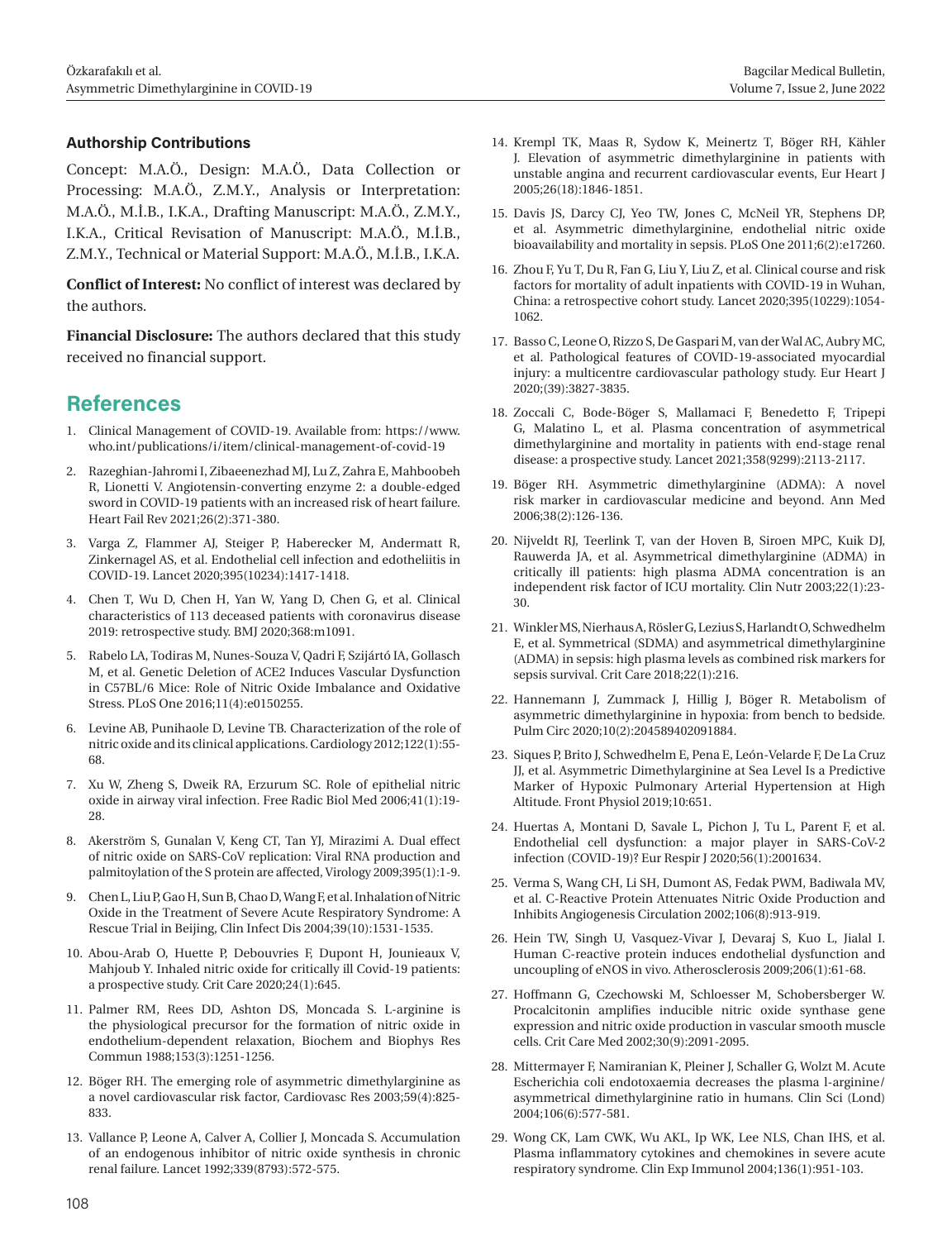### Authorship Contributions

Concept: M.A.Ö., Design: M.A.Ö., Data Collection or Processing: M.A.Ö., Z.M.Y., Analysis or Interpretation: M.A.Ö., M.İ.B., I.K.A., Drafting Manuscript: M.A.Ö., Z.M.Y., I.K.A., Critical Revisation of Manuscript: M.A.Ö., M.İ.B., Z.M.Y., Technical or Material Support: M.A.Ö., M.İ.B., I.K.A.

**Conflict of Interest:** No conflict of interest was declared by the authors.

**Financial Disclosure:** The authors declared that this study received no financial support.

## References

1. Clinical Management of COVID-19. Available from: https://www.who.int/publications/i/item/clinical-management-of-covid-19
2. Razeghian-Jahromi I, Zibaeenezhad MJ, Lu Z, Zahra E, Mahboobeh R, Lionetti V. Angiotensin-converting enzyme 2: a double-edged sword in COVID-19 patients with an increased risk of heart failure. Heart Fail Rev 2021;26(2):371-380.
3. Varga Z, Flammer AJ, Steiger P, Haberecker M, Andermatt R, Zinkernagel AS, et al. Endothelial cell infection and edotheliitis in COVID-19. Lancet 2020;395(10234):1417-1418.
4. Chen T, Wu D, Chen H, Yan W, Yang D, Chen G, et al. Clinical characteristics of 113 deceased patients with coronavirus disease 2019: retrospective study. BMJ 2020;368:m1091.
5. Rabelo LA, Todiras M, Nunes-Souza V, Qadri F, Szijártó IA, Gollasch M, et al. Genetic Deletion of ACE2 Induces Vascular Dysfunction in C57BL/6 Mice: Role of Nitric Oxide Imbalance and Oxidative Stress. PLoS One 2016;11(4):e0150255.
6. Levine AB, Punihaole D, Levine TB. Characterization of the role of nitric oxide and its clinical applications. Cardiology 2012;122(1):55-68.
7. Xu W, Zheng S, Dweik RA, Erzurum SC. Role of epithelial nitric oxide in airway viral infection. Free Radic Biol Med 2006;41(1):19-28.
8. Akerström S, Gunalan V, Keng CT, Tan YJ, Mirazimi A. Dual effect of nitric oxide on SARS-CoV replication: Viral RNA production and palmitoylation of the S protein are affected, Virology 2009;395(1):1-9.
9. Chen L, Liu P, Gao H, Sun B, Chao D, Wang F, et al. Inhalation of Nitric Oxide in the Treatment of Severe Acute Respiratory Syndrome: A Rescue Trial in Beijing, Clin Infect Dis 2004;39(10):1531-1535.
10. Abou-Arab O, Huette P, Debouvries F, Dupont H, Jounieaux V, Mahjoub Y. Inhaled nitric oxide for critically ill Covid-19 patients: a prospective study. Crit Care 2020;24(1):645.
11. Palmer RM, Rees DD, Ashton DS, Moncada S. L-arginine is the physiological precursor for the formation of nitric oxide in endothelium-dependent relaxation, Biochem and Biophys Res Commun 1988;153(3):1251-1256.
12. Böger RH. The emerging role of asymmetric dimethylarginine as a novel cardiovascular risk factor, Cardiovasc Res 2003;59(4):825-833.
13. Vallance P, Leone A, Calver A, Collier J, Moncada S. Accumulation of an endogenous inhibitor of nitric oxide synthesis in chronic renal failure. Lancet 1992;339(8793):572-575.
14. Krempl TK, Maas R, Sydow K, Meinertz T, Böger RH, Kähler J. Elevation of asymmetric dimethylarginine in patients with unstable angina and recurrent cardiovascular events, Eur Heart J 2005;26(18):1846-1851.
15. Davis JS, Darcy CJ, Yeo TW, Jones C, McNeil YR, Stephens DP, et al. Asymmetric dimethylarginine, endothelial nitric oxide bioavailability and mortality in sepsis. PLoS One 2011;6(2):e17260.
16. Zhou F, Yu T, Du R, Fan G, Liu Y, Liu Z, et al. Clinical course and risk factors for mortality of adult inpatients with COVID-19 in Wuhan, China: a retrospective cohort study. Lancet 2020;395(10229):1054-1062.
17. Basso C, Leone O, Rizzo S, De Gaspari M, van der Wal AC, Aubry MC, et al. Pathological features of COVID-19-associated myocardial injury: a multicentre cardiovascular pathology study. Eur Heart J 2020;(39):3827-3835.
18. Zoccali C, Bode-Böger S, Mallamaci F, Benedetto F, Tripepi G, Malatino L, et al. Plasma concentration of asymmetrical dimethylarginine and mortality in patients with end-stage renal disease: a prospective study. Lancet 2021;358(9299):2113-2117.
19. Böger RH. Asymmetric dimethylarginine (ADMA): A novel risk marker in cardiovascular medicine and beyond. Ann Med 2006;38(2):126-136.
20. Nijveldt RJ, Teerlink T, van der Hoven B, Siroen MPC, Kuik DJ, Rauwerda JA, et al. Asymmetrical dimethylarginine (ADMA) in critically ill patients: high plasma ADMA concentration is an independent risk factor of ICU mortality. Clin Nutr 2003;22(1):23-30.
21. Winkler MS, Nierhaus A, Rösler G, Lezius S, Harlandt O, Schwedhelm E, et al. Symmetrical (SDMA) and asymmetrical dimethylarginine (ADMA) in sepsis: high plasma levels as combined risk markers for sepsis survival. Crit Care 2018;22(1):216.
22. Hannemann J, Zummack J, Hillig J, Böger R. Metabolism of asymmetric dimethylarginine in hypoxia: from bench to bedside. Pulm Circ 2020;10(2):204589402091884.
23. Siques P, Brito J, Schwedhelm E, Pena E, León-Velarde F, De La Cruz JJ, et al. Asymmetric Dimethylarginine at Sea Level Is a Predictive Marker of Hypoxic Pulmonary Arterial Hypertension at High Altitude. Front Physiol 2019;10:651.
24. Huertas A, Montani D, Savale L, Pichon J, Tu L, Parent F, et al. Endothelial cell dysfunction: a major player in SARS-CoV-2 infection (COVID-19)? Eur Respir J 2020;56(1):2001634.
25. Verma S, Wang CH, Li SH, Dumont AS, Fedak PWM, Badiwala MV, et al. C-Reactive Protein Attenuates Nitric Oxide Production and Inhibits Angiogenesis Circulation 2002;106(8):913-919.
26. Hein TW, Singh U, Vasquez-Vivar J, Devaraj S, Kuo L, Jialal I. Human C-reactive protein induces endothelial dysfunction and uncoupling of eNOS in vivo. Atherosclerosis 2009;206(1):61-68.
27. Hoffmann G, Czechowski M, Schloesser M, Schobersberger W. Procalcitonin amplifies inducible nitric oxide synthase gene expression and nitric oxide production in vascular smooth muscle cells. Crit Care Med 2002;30(9):2091-2095.
28. Mittermayer F, Namiranian K, Pleiner J, Schaller G, Wolzt M. Acute Escherichia coli endotoxaemia decreases the plasma l-arginine/asymmetrical dimethylarginine ratio in humans. Clin Sci (Lond) 2004;106(6):577-581.
29. Wong CK, Lam CWK, Wu AKL, Ip WK, Lee NLS, Chan IHS, et al. Plasma inflammatory cytokines and chemokines in severe acute respiratory syndrome. Clin Exp Immunol 2004;136(1):951-103.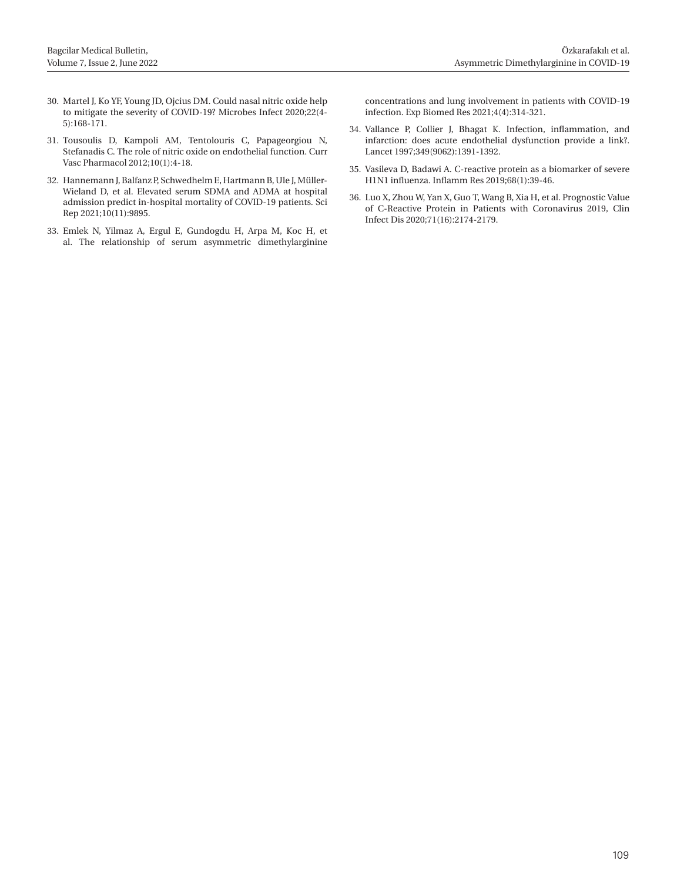30. Martel J, Ko YF, Young JD, Ojcius DM. Could nasal nitric oxide help to mitigate the severity of COVID-19? Microbes Infect 2020;22(4-5):168-171.
31. Tousoulis D, Kampoli AM, Tentolouris C, Papageorgiou N, Stefanadis C. The role of nitric oxide on endothelial function. Curr Vasc Pharmacol 2012;10(1):4-18.
32. Hannemann J, Balfanz P, Schwedhelm E, Hartmann B, Ule J, Müller-Wieland D, et al. Elevated serum SDMA and ADMA at hospital admission predict in-hospital mortality of COVID-19 patients. Sci Rep 2021;10(11):9895.
33. Emlek N, Yilmaz A, Ergul E, Gundogdu H, Arpa M, Koc H, et al. The relationship of serum asymmetric dimethylarginine concentrations and lung involvement in patients with COVID-19 infection. Exp Biomed Res 2021;4(4):314-321.
34. Vallance P, Collier J, Bhagat K. Infection, inflammation, and infarction: does acute endothelial dysfunction provide a link?. Lancet 1997;349(9062):1391-1392.
35. Vasileva D, Badawi A. C-reactive protein as a biomarker of severe H1N1 influenza. Inflamm Res 2019;68(1):39-46.
36. Luo X, Zhou W, Yan X, Guo T, Wang B, Xia H, et al. Prognostic Value of C-Reactive Protein in Patients with Coronavirus 2019, Clin Infect Dis 2020;71(16):2174-2179.